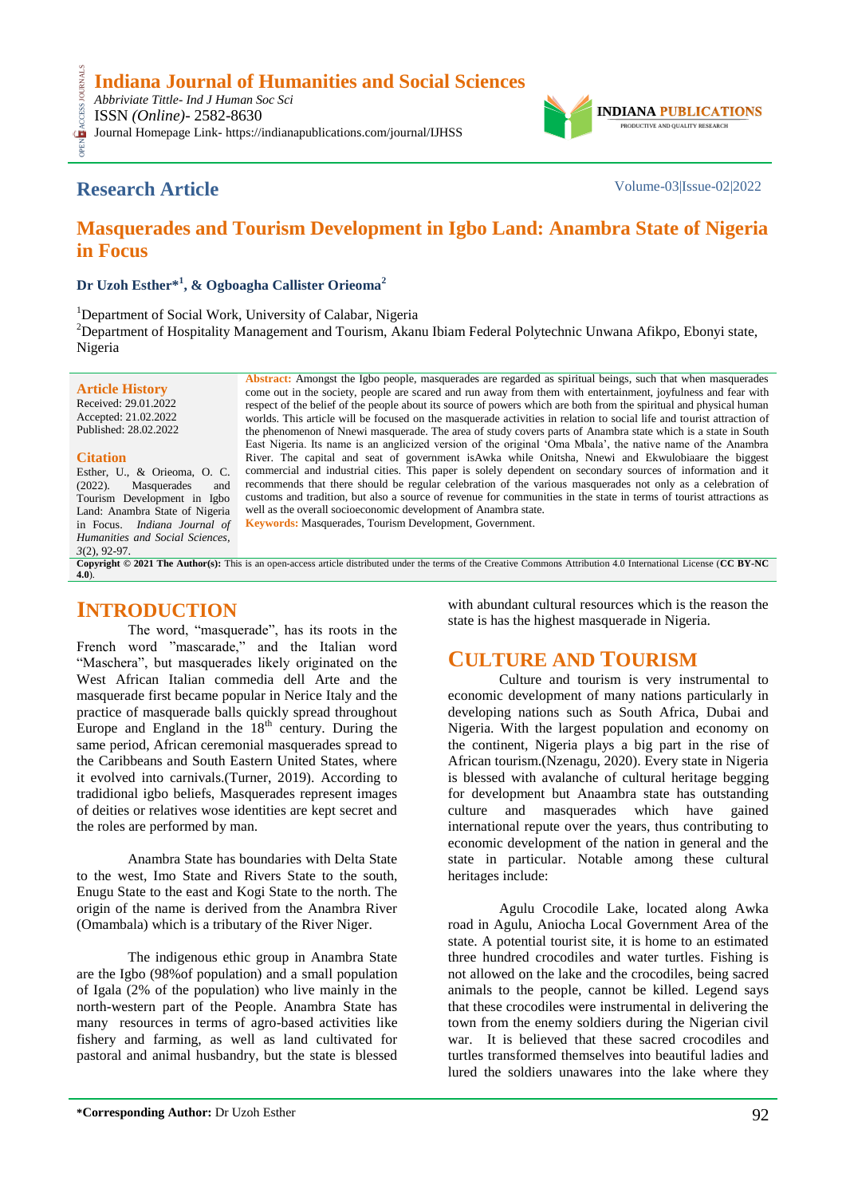Indiana Journal of Humanities and Social Sciences
*Abbriviate Tittle- Ind J Human Soc Sci*
ISSN *(Online)*- 2582-8630
Journal Homepage Link- https://indianapublications.com/journal/IJHSS

**Research Article**

# Masquerades and Tourism Development in Igbo Land: Anambra State of Nigeria in Focus

**Dr Uzoh Esther*[1], & Ogboagha Callister Orieoma[2]**

[1]Department of Social Work, University of Calabar, Nigeria
[2]Department of Hospitality Management and Tourism, Akanu Ibiam Federal Polytechnic Unwana Afikpo, Ebonyi state, Nigeria

**Article History**
Received: 29.01.2022
Accepted: 21.02.2022
Published: 28.02.2022

**Citation**
Esther, U., & Orieoma, O. C. (2022). Masquerades and Tourism Development in Igbo Land: Anambra State of Nigeria in Focus. *Indiana Journal of Humanities and Social Sciences, 3*(2), 92-97.

**Abstract:** Amongst the Igbo people, masquerades are regarded as spiritual beings, such that when masquerades come out in the society, people are scared and run away from them with entertainment, joyfulness and fear with respect of the belief of the people about its source of powers which are both from the spiritual and physical human worlds. This article will be focused on the masquerade activities in relation to social life and tourist attraction of the phenomenon of Nnewi masquerade. The area of study covers parts of Anambra state which is a state in South East Nigeria. Its name is an anglicized version of the original 'Oma Mbala', the native name of the Anambra River. The capital and seat of government isAwka while Onitsha, Nnewi and Ekwulobiaare the biggest commercial and industrial cities. This paper is solely dependent on secondary sources of information and it recommends that there should be regular celebration of the various masquerades not only as a celebration of customs and tradition, but also a source of revenue for communities in the state in terms of tourist attractions as well as the overall socioeconomic development of Anambra state.

**Keywords:** Masquerades, Tourism Development, Government.

**Copyright © 2021 The Author(s):** This is an open-access article distributed under the terms of the Creative Commons Attribution 4.0 International License (**CC BY-NC 4.0**).

## INTRODUCTION

The word, "masquerade", has its roots in the French word "mascarade," and the Italian word "Maschera", but masquerades likely originated on the West African Italian commedia dell Arte and the masquerade first became popular in Nerice Italy and the practice of masquerade balls quickly spread throughout Europe and England in the 18th century. During the same period, African ceremonial masquerades spread to the Caribbeans and South Eastern United States, where it evolved into carnivals.(Turner, 2019). According to tradidional igbo beliefs, Masquerades represent images of deities or relatives wose identities are kept secret and the roles are performed by man.

Anambra State has boundaries with Delta State to the west, Imo State and Rivers State to the south, Enugu State to the east and Kogi State to the north. The origin of the name is derived from the Anambra River (Omambala) which is a tributary of the River Niger.

The indigenous ethic group in Anambra State are the Igbo (98%of population) and a small population of Igala (2% of the population) who live mainly in the north-western part of the People. Anambra State has many resources in terms of agro-based activities like fishery and farming, as well as land cultivated for pastoral and animal husbandry, but the state is blessed with abundant cultural resources which is the reason the state is has the highest masquerade in Nigeria.

## CULTURE AND TOURISM

Culture and tourism is very instrumental to economic development of many nations particularly in developing nations such as South Africa, Dubai and Nigeria. With the largest population and economy on the continent, Nigeria plays a big part in the rise of African tourism.(Nzenagu, 2020). Every state in Nigeria is blessed with avalanche of cultural heritage begging for development but Anaambra state has outstanding culture and masquerades which have gained international repute over the years, thus contributing to economic development of the nation in general and the state in particular. Notable among these cultural heritages include:

Agulu Crocodile Lake, located along Awka road in Agulu, Aniocha Local Government Area of the state. A potential tourist site, it is home to an estimated three hundred crocodiles and water turtles. Fishing is not allowed on the lake and the crocodiles, being sacred animals to the people, cannot be killed. Legend says that these crocodiles were instrumental in delivering the town from the enemy soldiers during the Nigerian civil war. It is believed that these sacred crocodiles and turtles transformed themselves into beautiful ladies and lured the soldiers unawares into the lake where they

**\*Corresponding Author:** Dr Uzoh Esther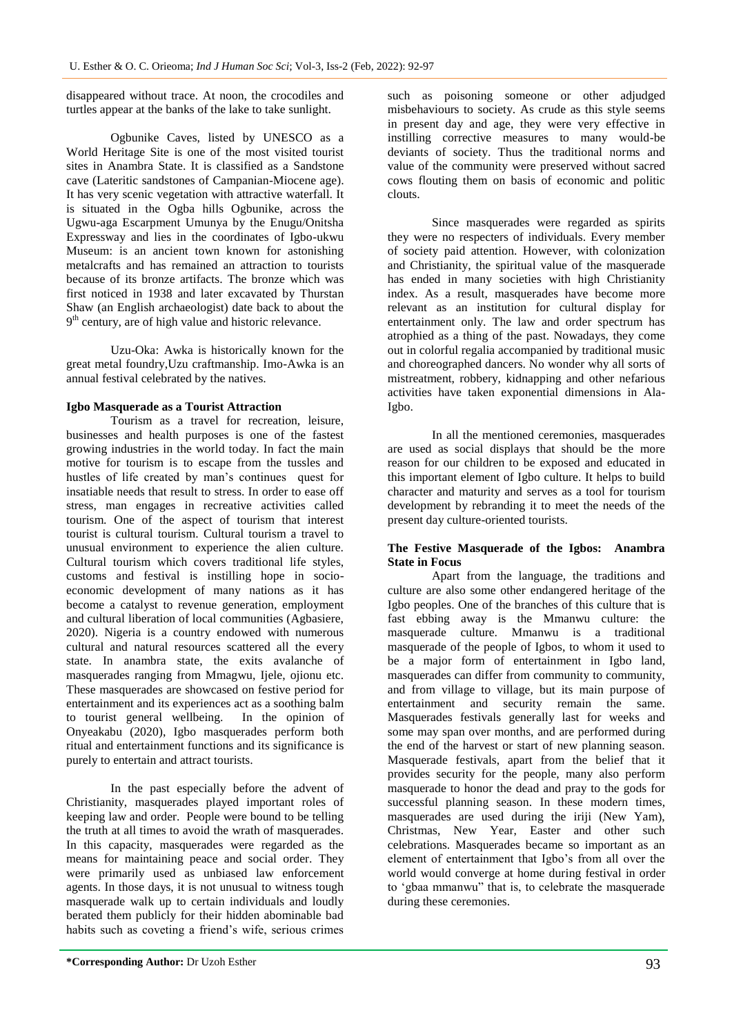disappeared without trace. At noon, the crocodiles and turtles appear at the banks of the lake to take sunlight.

Ogbunike Caves, listed by UNESCO as a World Heritage Site is one of the most visited tourist sites in Anambra State. It is classified as a Sandstone cave (Lateritic sandstones of Campanian-Miocene age). It has very scenic vegetation with attractive waterfall. It is situated in the Ogba hills Ogbunike, across the Ugwu-aga Escarpment Umunya by the Enugu/Onitsha Expressway and lies in the coordinates of Igbo-ukwu Museum: is an ancient town known for astonishing metalcrafts and has remained an attraction to tourists because of its bronze artifacts. The bronze which was first noticed in 1938 and later excavated by Thurstan Shaw (an English archaeologist) date back to about the 9th century, are of high value and historic relevance.

Uzu-Oka: Awka is historically known for the great metal foundry,Uzu craftmanship. Imo-Awka is an annual festival celebrated by the natives.

**Igbo Masquerade as a Tourist Attraction**

Tourism as a travel for recreation, leisure, businesses and health purposes is one of the fastest growing industries in the world today. In fact the main motive for tourism is to escape from the tussles and hustles of life created by man's continues quest for insatiable needs that result to stress. In order to ease off stress, man engages in recreative activities called tourism. One of the aspect of tourism that interest tourist is cultural tourism. Cultural tourism a travel to unusual environment to experience the alien culture. Cultural tourism which covers traditional life styles, customs and festival is instilling hope in socio-economic development of many nations as it has become a catalyst to revenue generation, employment and cultural liberation of local communities (Agbasiere, 2020). Nigeria is a country endowed with numerous cultural and natural resources scattered all the every state. In anambra state, the exits avalanche of masquerades ranging from Mmagwu, Ijele, ojionu etc. These masquerades are showcased on festive period for entertainment and its experiences act as a soothing balm to tourist general wellbeing. In the opinion of Onyeakabu (2020), Igbo masquerades perform both ritual and entertainment functions and its significance is purely to entertain and attract tourists.

In the past especially before the advent of Christianity, masquerades played important roles of keeping law and order. People were bound to be telling the truth at all times to avoid the wrath of masquerades. In this capacity, masquerades were regarded as the means for maintaining peace and social order. They were primarily used as unbiased law enforcement agents. In those days, it is not unusual to witness tough masquerade walk up to certain individuals and loudly berated them publicly for their hidden abominable bad habits such as coveting a friend's wife, serious crimes such as poisoning someone or other adjudged misbehaviours to society. As crude as this style seems in present day and age, they were very effective in instilling corrective measures to many would-be deviants of society. Thus the traditional norms and value of the community were preserved without sacred cows flouting them on basis of economic and politic clouts.

Since masquerades were regarded as spirits they were no respecters of individuals. Every member of society paid attention. However, with colonization and Christianity, the spiritual value of the masquerade has ended in many societies with high Christianity index. As a result, masquerades have become more relevant as an institution for cultural display for entertainment only. The law and order spectrum has atrophied as a thing of the past. Nowadays, they come out in colorful regalia accompanied by traditional music and choreographed dancers. No wonder why all sorts of mistreatment, robbery, kidnapping and other nefarious activities have taken exponential dimensions in Ala-Igbo.

In all the mentioned ceremonies, masquerades are used as social displays that should be the more reason for our children to be exposed and educated in this important element of Igbo culture. It helps to build character and maturity and serves as a tool for tourism development by rebranding it to meet the needs of the present day culture-oriented tourists.

**The Festive Masquerade of the Igbos: Anambra State in Focus**

Apart from the language, the traditions and culture are also some other endangered heritage of the Igbo peoples. One of the branches of this culture that is fast ebbing away is the Mmanwu culture: the masquerade culture. Mmanwu is a traditional masquerade of the people of Igbos, to whom it used to be a major form of entertainment in Igbo land, masquerades can differ from community to community, and from village to village, but its main purpose of entertainment and security remain the same. Masquerades festivals generally last for weeks and some may span over months, and are performed during the end of the harvest or start of new planning season. Masquerade festivals, apart from the belief that it provides security for the people, many also perform masquerade to honor the dead and pray to the gods for successful planning season. In these modern times, masquerades are used during the iriji (New Yam), Christmas, New Year, Easter and other such celebrations. Masquerades became so important as an element of entertainment that Igbo's from all over the world would converge at home during festival in order to 'gbaa mmanwu" that is, to celebrate the masquerade during these ceremonies.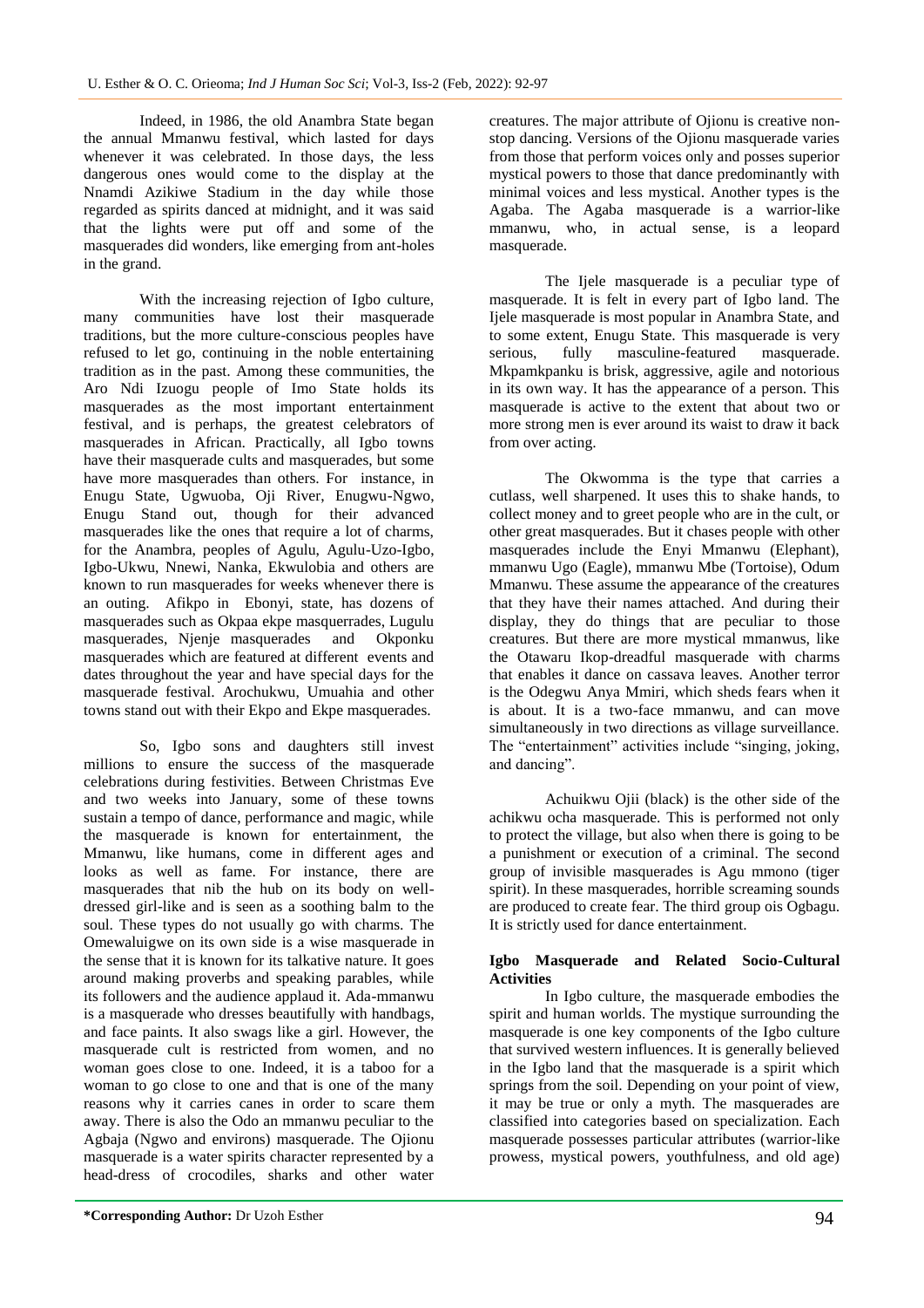Indeed, in 1986, the old Anambra State began the annual Mmanwu festival, which lasted for days whenever it was celebrated. In those days, the less dangerous ones would come to the display at the Nnamdi Azikiwe Stadium in the day while those regarded as spirits danced at midnight, and it was said that the lights were put off and some of the masquerades did wonders, like emerging from ant-holes in the grand.

With the increasing rejection of Igbo culture, many communities have lost their masquerade traditions, but the more culture-conscious peoples have refused to let go, continuing in the noble entertaining tradition as in the past. Among these communities, the Aro Ndi Izuogu people of Imo State holds its masquerades as the most important entertainment festival, and is perhaps, the greatest celebrators of masquerades in African. Practically, all Igbo towns have their masquerade cults and masquerades, but some have more masquerades than others. For instance, in Enugu State, Ugwuoba, Oji River, Enugwu-Ngwo, Enugu Stand out, though for their advanced masquerades like the ones that require a lot of charms, for the Anambra, peoples of Agulu, Agulu-Uzo-Igbo, Igbo-Ukwu, Nnewi, Nanka, Ekwulobia and others are known to run masquerades for weeks whenever there is an outing. Afikpo in Ebonyi, state, has dozens of masquerades such as Okpaa ekpe masquerrades, Lugulu masquerades, Njenje masquerades and Okponku masquerades which are featured at different events and dates throughout the year and have special days for the masquerade festival. Arochukwu, Umuahia and other towns stand out with their Ekpo and Ekpe masquerades.

So, Igbo sons and daughters still invest millions to ensure the success of the masquerade celebrations during festivities. Between Christmas Eve and two weeks into January, some of these towns sustain a tempo of dance, performance and magic, while the masquerade is known for entertainment, the Mmanwu, like humans, come in different ages and looks as well as fame. For instance, there are masquerades that nib the hub on its body on well-dressed girl-like and is seen as a soothing balm to the soul. These types do not usually go with charms. The Omewaluigwe on its own side is a wise masquerade in the sense that it is known for its talkative nature. It goes around making proverbs and speaking parables, while its followers and the audience applaud it. Ada-mmanwu is a masquerade who dresses beautifully with handbags, and face paints. It also swags like a girl. However, the masquerade cult is restricted from women, and no woman goes close to one. Indeed, it is a taboo for a woman to go close to one and that is one of the many reasons why it carries canes in order to scare them away. There is also the Odo an mmanwu peculiar to the Agbaja (Ngwo and environs) masquerade. The Ojionu masquerade is a water spirits character represented by a head-dress of crocodiles, sharks and other water creatures. The major attribute of Ojionu is creative non-stop dancing. Versions of the Ojionu masquerade varies from those that perform voices only and posses superior mystical powers to those that dance predominantly with minimal voices and less mystical. Another types is the Agaba. The Agaba masquerade is a warrior-like mmanwu, who, in actual sense, is a leopard masquerade.

The Ijele masquerade is a peculiar type of masquerade. It is felt in every part of Igbo land. The Ijele masquerade is most popular in Anambra State, and to some extent, Enugu State. This masquerade is very serious, fully masculine-featured masquerade. Mkpamkpanku is brisk, aggressive, agile and notorious in its own way. It has the appearance of a person. This masquerade is active to the extent that about two or more strong men is ever around its waist to draw it back from over acting.

The Okwomma is the type that carries a cutlass, well sharpened. It uses this to shake hands, to collect money and to greet people who are in the cult, or other great masquerades. But it chases people with other masquerades include the Enyi Mmanwu (Elephant), mmanwu Ugo (Eagle), mmanwu Mbe (Tortoise), Odum Mmanwu. These assume the appearance of the creatures that they have their names attached. And during their display, they do things that are peculiar to those creatures. But there are more mystical mmanwus, like the Otawaru Ikop-dreadful masquerade with charms that enables it dance on cassava leaves. Another terror is the Odegwu Anya Mmiri, which sheds fears when it is about. It is a two-face mmanwu, and can move simultaneously in two directions as village surveillance. The "entertainment" activities include "singing, joking, and dancing".

Achuikwu Ojii (black) is the other side of the achikwu ocha masquerade. This is performed not only to protect the village, but also when there is going to be a punishment or execution of a criminal. The second group of invisible masquerades is Agu mmono (tiger spirit). In these masquerades, horrible screaming sounds are produced to create fear. The third group ois Ogbagu. It is strictly used for dance entertainment.

### Igbo Masquerade and Related Socio-Cultural Activities

In Igbo culture, the masquerade embodies the spirit and human worlds. The mystique surrounding the masquerade is one key components of the Igbo culture that survived western influences. It is generally believed in the Igbo land that the masquerade is a spirit which springs from the soil. Depending on your point of view, it may be true or only a myth. The masquerades are classified into categories based on specialization. Each masquerade possesses particular attributes (warrior-like prowess, mystical powers, youthfulness, and old age)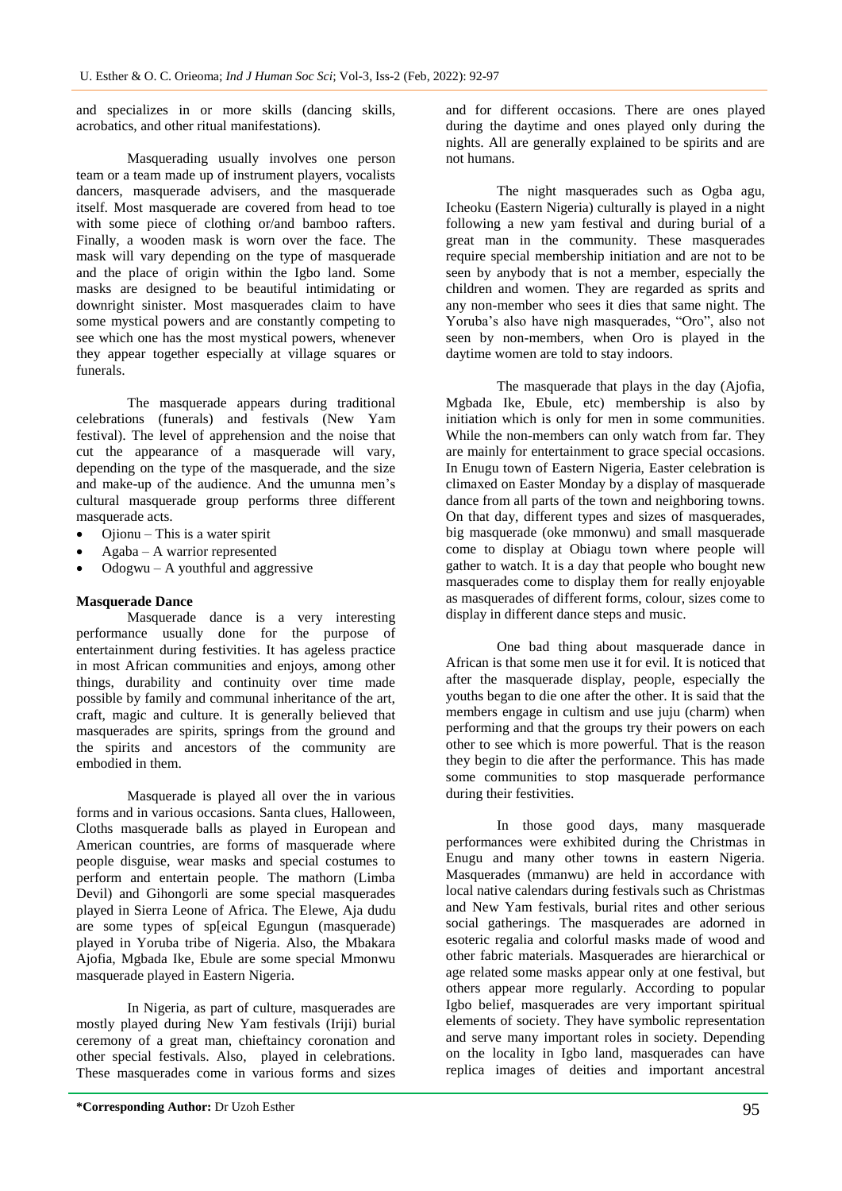and specializes in or more skills (dancing skills, acrobatics, and other ritual manifestations).

Masquerading usually involves one person team or a team made up of instrument players, vocalists dancers, masquerade advisers, and the masquerade itself. Most masquerade are covered from head to toe with some piece of clothing or/and bamboo rafters. Finally, a wooden mask is worn over the face. The mask will vary depending on the type of masquerade and the place of origin within the Igbo land. Some masks are designed to be beautiful intimidating or downright sinister. Most masquerades claim to have some mystical powers and are constantly competing to see which one has the most mystical powers, whenever they appear together especially at village squares or funerals.

The masquerade appears during traditional celebrations (funerals) and festivals (New Yam festival). The level of apprehension and the noise that cut the appearance of a masquerade will vary, depending on the type of the masquerade, and the size and make-up of the audience. And the umunna men's cultural masquerade group performs three different masquerade acts.

- Ojionu – This is a water spirit
- Agaba – A warrior represented
- Odogwu – A youthful and aggressive

**Masquerade Dance**

Masquerade dance is a very interesting performance usually done for the purpose of entertainment during festivities. It has ageless practice in most African communities and enjoys, among other things, durability and continuity over time made possible by family and communal inheritance of the art, craft, magic and culture. It is generally believed that masquerades are spirits, springs from the ground and the spirits and ancestors of the community are embodied in them.

Masquerade is played all over the in various forms and in various occasions. Santa clues, Halloween, Cloths masquerade balls as played in European and American countries, are forms of masquerade where people disguise, wear masks and special costumes to perform and entertain people. The mathorn (Limba Devil) and Gihongorli are some special masquerades played in Sierra Leone of Africa. The Elewe, Aja dudu are some types of sp[eical Egungun (masquerade) played in Yoruba tribe of Nigeria. Also, the Mbakara Ajofia, Mgbada Ike, Ebule are some special Mmonwu masquerade played in Eastern Nigeria.

In Nigeria, as part of culture, masquerades are mostly played during New Yam festivals (Iriji) burial ceremony of a great man, chieftaincy coronation and other special festivals. Also, played in celebrations. These masquerades come in various forms and sizes and for different occasions. There are ones played during the daytime and ones played only during the nights. All are generally explained to be spirits and are not humans.

The night masquerades such as Ogba agu, Icheoku (Eastern Nigeria) culturally is played in a night following a new yam festival and during burial of a great man in the community. These masquerades require special membership initiation and are not to be seen by anybody that is not a member, especially the children and women. They are regarded as sprits and any non-member who sees it dies that same night. The Yoruba's also have nigh masquerades, "Oro", also not seen by non-members, when Oro is played in the daytime women are told to stay indoors.

The masquerade that plays in the day (Ajofia, Mgbada Ike, Ebule, etc) membership is also by initiation which is only for men in some communities. While the non-members can only watch from far. They are mainly for entertainment to grace special occasions. In Enugu town of Eastern Nigeria, Easter celebration is climaxed on Easter Monday by a display of masquerade dance from all parts of the town and neighboring towns. On that day, different types and sizes of masquerades, big masquerade (oke mmonwu) and small masquerade come to display at Obiagu town where people will gather to watch. It is a day that people who bought new masquerades come to display them for really enjoyable as masquerades of different forms, colour, sizes come to display in different dance steps and music.

One bad thing about masquerade dance in African is that some men use it for evil. It is noticed that after the masquerade display, people, especially the youths began to die one after the other. It is said that the members engage in cultism and use juju (charm) when performing and that the groups try their powers on each other to see which is more powerful. That is the reason they begin to die after the performance. This has made some communities to stop masquerade performance during their festivities.

In those good days, many masquerade performances were exhibited during the Christmas in Enugu and many other towns in eastern Nigeria. Masquerades (mmanwu) are held in accordance with local native calendars during festivals such as Christmas and New Yam festivals, burial rites and other serious social gatherings. The masquerades are adorned in esoteric regalia and colorful masks made of wood and other fabric materials. Masquerades are hierarchical or age related some masks appear only at one festival, but others appear more regularly. According to popular Igbo belief, masquerades are very important spiritual elements of society. They have symbolic representation and serve many important roles in society. Depending on the locality in Igbo land, masquerades can have replica images of deities and important ancestral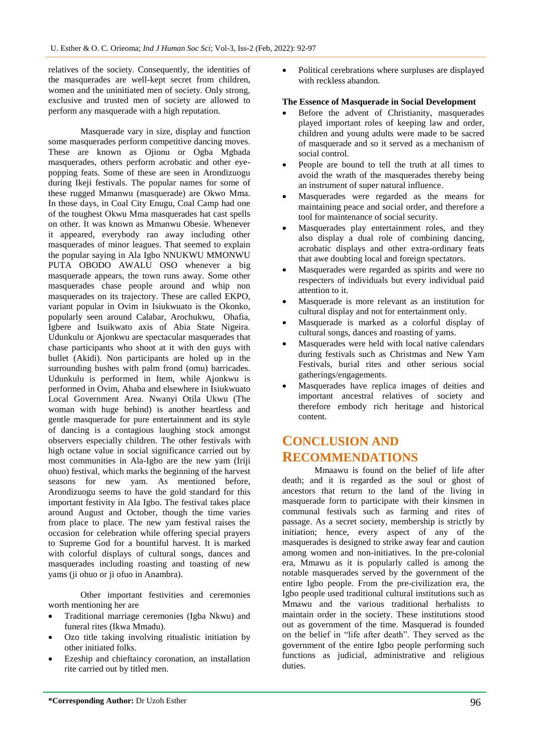relatives of the society. Consequently, the identities of the masquerades are well-kept secret from children, women and the uninitiated men of society. Only strong, exclusive and trusted men of society are allowed to perform any masquerade with a high reputation.

Masquerade vary in size, display and function some masquerades perform competitive dancing moves. These are known as Ojionu or Ogba Mgbada masquerades, others perform acrobatic and other eye-popping feats. Some of these are seen in Arondizuogu during Ikeji festivals. The popular names for some of these rugged Mmanwu (masquerade) are Okwo Mma. In those days, in Coal City Enugu, Coal Camp had one of the toughest Okwu Mma masquerades hat cast spells on other. It was known as Mmanwu Obesie. Whenever it appeared, everybody ran away including other masquerades of minor leagues. That seemed to explain the popular saying in Ala Igbo NNUKWU MMONWU PUTA OBODO AWALU OSO whenever a big masquerade appears, the town runs away. Some other masquerades chase people around and whip non masquerades on its trajectory. These are called EKPO, variant popular in Ovim in Isiukwuato is the Okonko, popularly seen around Calabar, Arochukwu, Ohafia, Igbere and Isuikwato axis of Abia State Nigeira. Udunkulu or Ajonkwu are spectacular masquerades that chase participants who shoot at it with den guys with bullet (Akidi). Non participants are holed up in the surrounding bushes with palm frond (omu) barricades. Udunkulu is performed in Item, while Ajonkwu is performed in Ovim, Ahaba and elsewhere in Isiukwuato Local Government Area. Nwanyi Otila Ukwu (The woman with huge behind) is another heartless and gentle masquerade for pure entertainment and its style of dancing is a contagious laughing stock amongst observers especially children. The other festivals with high octane value in social significance carried out by most communities in Ala-Igbo are the new yam (Iriji ohuo) festival, which marks the beginning of the harvest seasons for new yam. As mentioned before, Arondizuogu seems to have the gold standard for this important festivity in Ala Igbo. The festival takes place around August and October, though the time varies from place to place. The new yam festival raises the occasion for celebration while offering special prayers to Supreme God for a bountiful harvest. It is marked with colorful displays of cultural songs, dances and masquerades including roasting and toasting of new yams (ji ohuo or ji ofuo in Anambra).

Other important festivities and ceremonies worth mentioning her are

- Traditional marriage ceremonies (Igba Nkwu) and funeral rites (Ikwa Mmadu).
- Ozo title taking involving ritualistic initiation by other initiated folks.
- Ezeship and chieftaincy coronation, an installation rite carried out by titled men.
- Political cerebrations where surpluses are displayed with reckless abandon.

**The Essence of Masquerade in Social Development**

- Before the advent of Christianity, masquerades played important roles of keeping law and order, children and young adults were made to be sacred of masquerade and so it served as a mechanism of social control.
- People are bound to tell the truth at all times to avoid the wrath of the masquerades thereby being an instrument of super natural influence.
- Masquerades were regarded as the means for maintaining peace and social order, and therefore a tool for maintenance of social security.
- Masquerades play entertainment roles, and they also display a dual role of combining dancing, acrobatic displays and other extra-ordinary feats that awe doubting local and foreign spectators.
- Masquerades were regarded as spirits and were no respecters of individuals but every individual paid attention to it.
- Masquerade is more relevant as an institution for cultural display and not for entertainment only.
- Masquerade is marked as a colorful display of cultural songs, dances and roasting of yams.
- Masquerades were held with local native calendars during festivals such as Christmas and New Yam Festivals, burial rites and other serious social gatherings/engagements.
- Masquerades have replica images of deities and important ancestral relatives of society and therefore embody rich heritage and historical content.

# CONCLUSION AND RECOMMENDATIONS

Mmaawu is found on the belief of life after death; and it is regarded as the soul or ghost of ancestors that return to the land of the living in masquerade form to participate with their kinsmen in communal festivals such as farming and rites of passage. As a secret society, membership is strictly by initiation; hence, every aspect of any of the masquerades is designed to strike away fear and caution among women and non-initiatives. In the pre-colonial era, Mmawu as it is popularly called is among the notable masquerades served by the government of the entire Igbo people. From the pre-civilization era, the Igbo people used traditional cultural institutions such as Mmawu and the various traditional herbalists to maintain order in the society. These institutions stood out as government of the time. Masquerad is founded on the belief in "life after death". They served as the government of the entire Igbo people performing such functions as judicial, administrative and religious duties.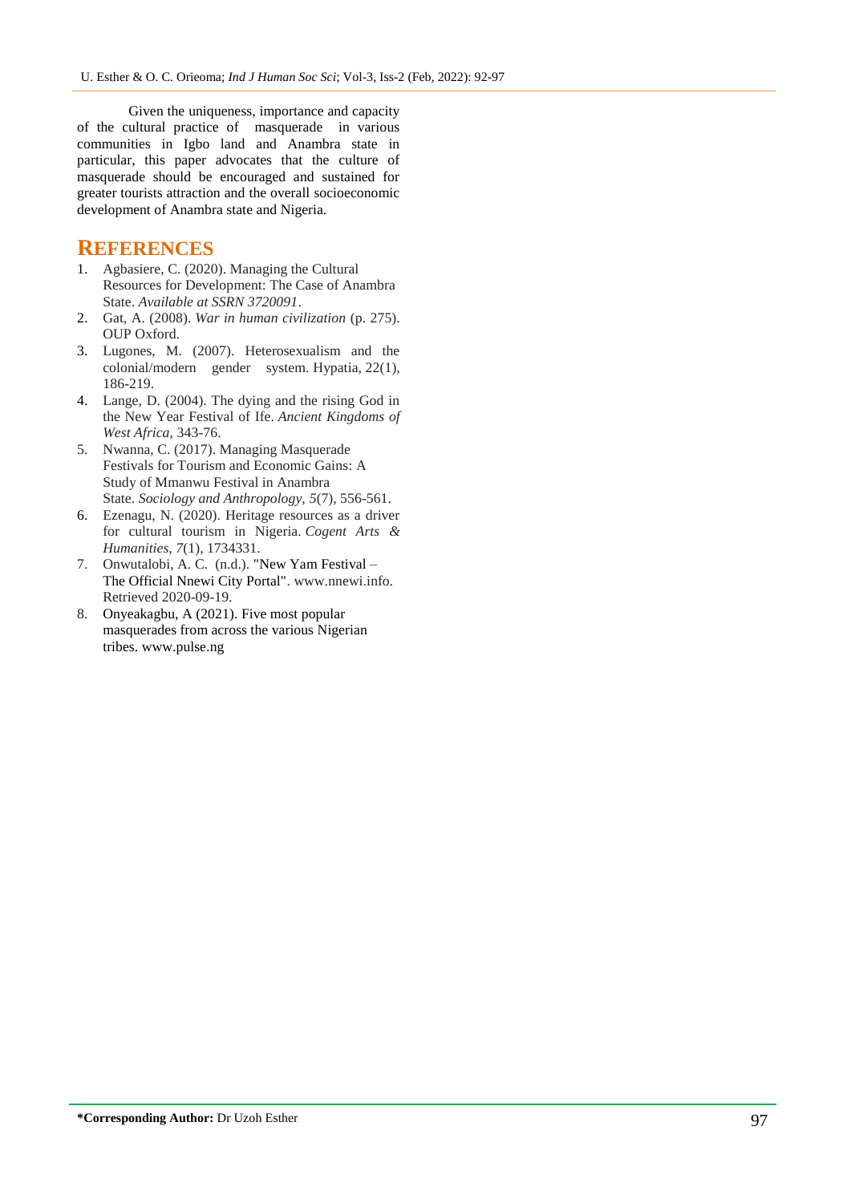Given the uniqueness, importance and capacity of the cultural practice of masquerade in various communities in Igbo land and Anambra state in particular, this paper advocates that the culture of masquerade should be encouraged and sustained for greater tourists attraction and the overall socioeconomic development of Anambra state and Nigeria.

## REFERENCES

1. Agbasiere, C. (2020). Managing the Cultural Resources for Development: The Case of Anambra State. *Available at SSRN 3720091*.
2. Gat, A. (2008). *War in human civilization* (p. 275). OUP Oxford.
3. Lugones, M. (2007). Heterosexualism and the colonial/modern gender system. Hypatia, 22(1), 186-219.
4. Lange, D. (2004). The dying and the rising God in the New Year Festival of Ife. *Ancient Kingdoms of West Africa*, 343-76.
5. Nwanna, C. (2017). Managing Masquerade Festivals for Tourism and Economic Gains: A Study of Mmanwu Festival in Anambra State. *Sociology and Anthropology*, *5*(7), 556-561.
6. Ezenagu, N. (2020). Heritage resources as a driver for cultural tourism in Nigeria. *Cogent Arts & Humanities*, *7*(1), 1734331.
7. Onwutalobi, A. C. (n.d.). "New Yam Festival – The Official Nnewi City Portal". www.nnewi.info. Retrieved 2020-09-19.
8. Onyeakagbu, A (2021). Five most popular masquerades from across the various Nigerian tribes. www.pulse.ng